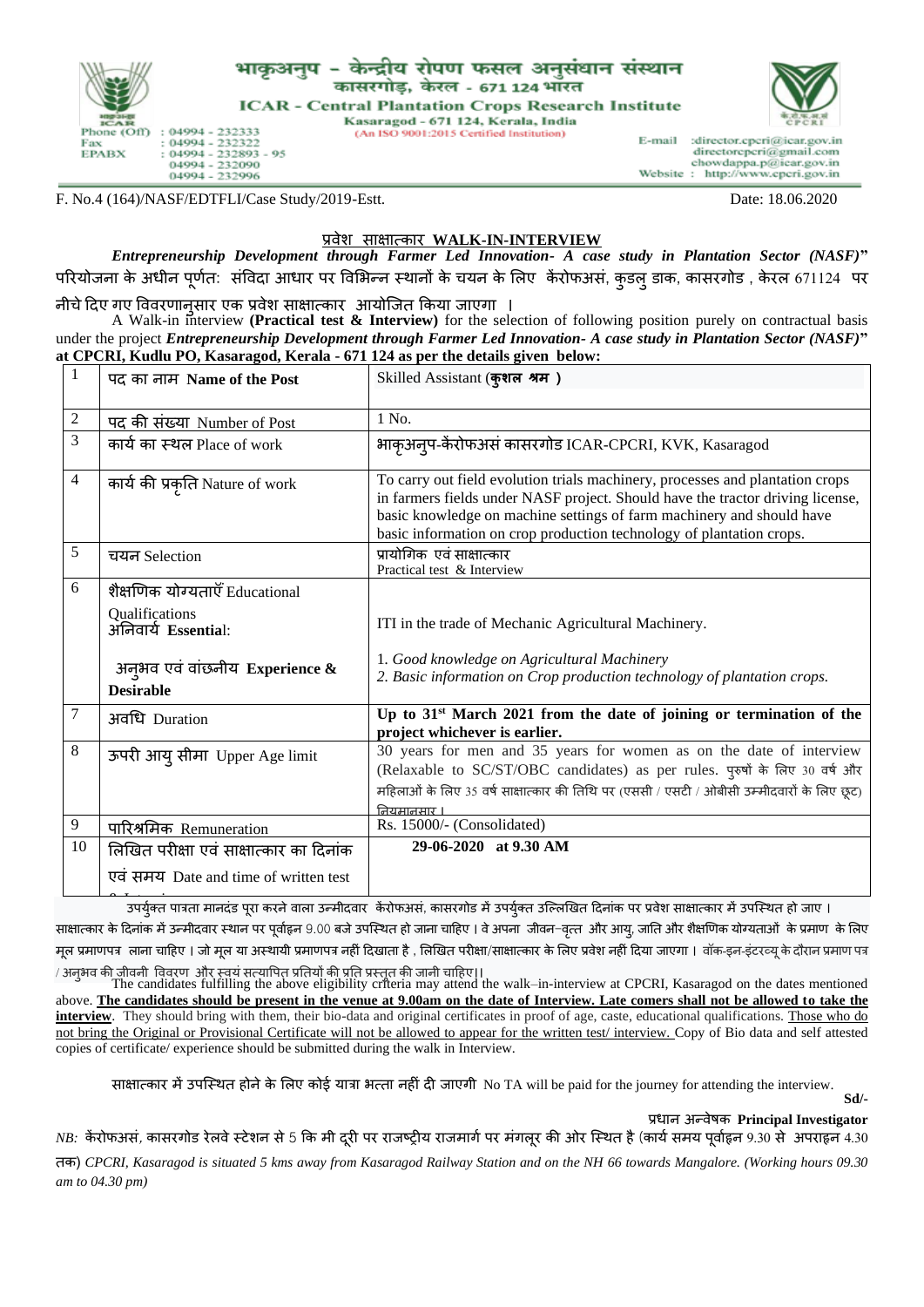भाकृअनुप - केन्द्रीय रोपण फसल अनुसंधान संस्थान
कासरगोड़, केरल - 671 124 भारत

**ICAR - Central Plantation Crops Research Institute**
Kasaragod - 671 124, Kerala, India
(An ISO 9001:2015 Certified Institution)

Phone (Off) : 04994 - 232333
Fax : 04994 - 232322
EPABX : 04994 - 232893 - 95
04994 - 232090
04994 - 232996

E-mail :director.cpcri@icar.gov.in
directorcpcri@gmail.com
chowdappa.p@icar.gov.in
Website : http://www.cpcri.gov.in

F. No.4 (164)/NASF/EDTFLI/Case Study/2019-Estt. Date: 18.06.2020

## प्रवेश साक्षात्कार WALK-IN-INTERVIEW

***Entrepreneurship Development through Farmer Led Innovation- A case study in Plantation Sector (NASF)*"** परियोजना के अधीन पूर्णतः संविदा आधार पर विभिन्न स्थानों के चयन के लिए केंरोफअसं, कुडलु डाक, कासरगोड , केरल 671124 पर नीचे दिए गए विवरणानुसार एक प्रवेश साक्षात्कार आयोजित किया जाएगा ।

A Walk-in interview **(Practical test & Interview)** for the selection of following position purely on contractual basis under the project ***Entrepreneurship Development through Farmer Led Innovation- A case study in Plantation Sector (NASF)*" at CPCRI, Kudlu PO, Kasaragod, Kerala - 671 124 as per the details given below:**

| | | |
|---|---|---|
| 1 | पद का नाम Name of the Post | Skilled Assistant (**कुशल श्रम )** |
| 2 | पद की संख्या Number of Post | 1 No. |
| 3 | कार्य का स्थल Place of work | भाकृअनुप-केंरोफअसं कासरगोड ICAR-CPCRI, KVK, Kasaragod |
| 4 | कार्य की प्रकृति Nature of work | To carry out field evolution trials machinery, processes and plantation crops in farmers fields under NASF project. Should have the tractor driving license, basic knowledge on machine settings of farm machinery and should have basic information on crop production technology of plantation crops. |
| 5 | चयन Selection | प्रायोगिक एवं साक्षात्कार<br>Practical test & Interview |
| 6 | शैक्षणिक योग्यताएँ Educational Qualifications<br>अनिवार्य **Essentia**l:<br><br>अनुभव एवं वांछनीय **Experience & Desirable** | ITI in the trade of Mechanic Agricultural Machinery.<br><br>1. *Good knowledge on Agricultural Machinery*<br>2. *Basic information on Crop production technology of plantation crops.* |
| 7 | अवधि Duration | **Up to 31st March 2021 from the date of joining or termination of the project whichever is earlier.** |
| 8 | ऊपरी आयु सीमा Upper Age limit | 30 years for men and 35 years for women as on the date of interview (Relaxable to SC/ST/OBC candidates) as per rules. पुरुषों के लिए 30 वर्ष और महिलाओं के लिए 35 वर्ष साक्षात्कार की तिथि पर (एससी / एसटी / ओबीसी उम्मीदवारों के लिए छूट) नियमानुसार । |
| 9 | पारिश्रमिक Remuneration | Rs. 15000/- (Consolidated) |
| 10 | लिखित परीक्षा एवं साक्षात्कार का दिनांक एवं समय Date and time of written test & Interview | **29-06-2020 at 9.30 AM** |

उपर्युक्त पात्रता मानदंड पूरा करने वाला उन्मीदवार केंरोफअसं, कासरगोड में उपर्युक्त उल्लिखित दिनांक पर प्रवेश साक्षात्कार में उपस्थित हो जाए । साक्षात्कार के दिनांक में उन्मीदवार स्थान पर पूर्वाह्न 9.00 बजे उपस्थित हो जाना चाहिए । वे अपना जीवन–वृत्त और आयु, जाति और शैक्षणिक योग्यताओं के प्रमाण के लिए मूल प्रमाणपत्र लाना चाहिए । जो मूल या अस्थायी प्रमाणपत्र नहीं दिखाता है , लिखित परीक्षा/साक्षात्कार के लिए प्रवेश नहीं दिया जाएगा । वॉक-इन-इंटरव्यू के दौरान प्रमाण पत्र / अनुभव की जीवनी विवरण और स्वयं सत्यापित प्रतियों की प्रति प्रस्तुत की जानी चाहिए।।

The candidates fulfilling the above eligibility criteria may attend the walk–in-interview at CPCRI, Kasaragod on the dates mentioned above. **<u>The candidates should be present in the venue at 9.00am on the date of Interview. Late comers shall not be allowed to take the interview</u>**. They should bring with them, their bio-data and original certificates in proof of age, caste, educational qualifications. <u>Those who do not bring the Original or Provisional Certificate will not be allowed to appear for the written test/ interview.</u> Copy of Bio data and self attested copies of certificate/ experience should be submitted during the walk in Interview.

साक्षात्कार में उपस्थित होने के लिए कोई यात्रा भत्ता नहीं दी जाएगी No TA will be paid for the journey for attending the interview.

**Sd/-**

प्रधान अन्वेषक **Principal Investigator**

*NB:* केंरोफअसं, कासरगोड रेलवे स्टेशन से 5 कि मी दूरी पर राजष्ट्रीय राजमार्ग पर मंगलूर की ओर स्थित है (कार्य समय पूर्वाह्न 9.30 से अपराह्न 4.30 तक) *CPCRI, Kasaragod is situated 5 kms away from Kasaragod Railway Station and on the NH 66 towards Mangalore. (Working hours 09.30 am to 04.30 pm)*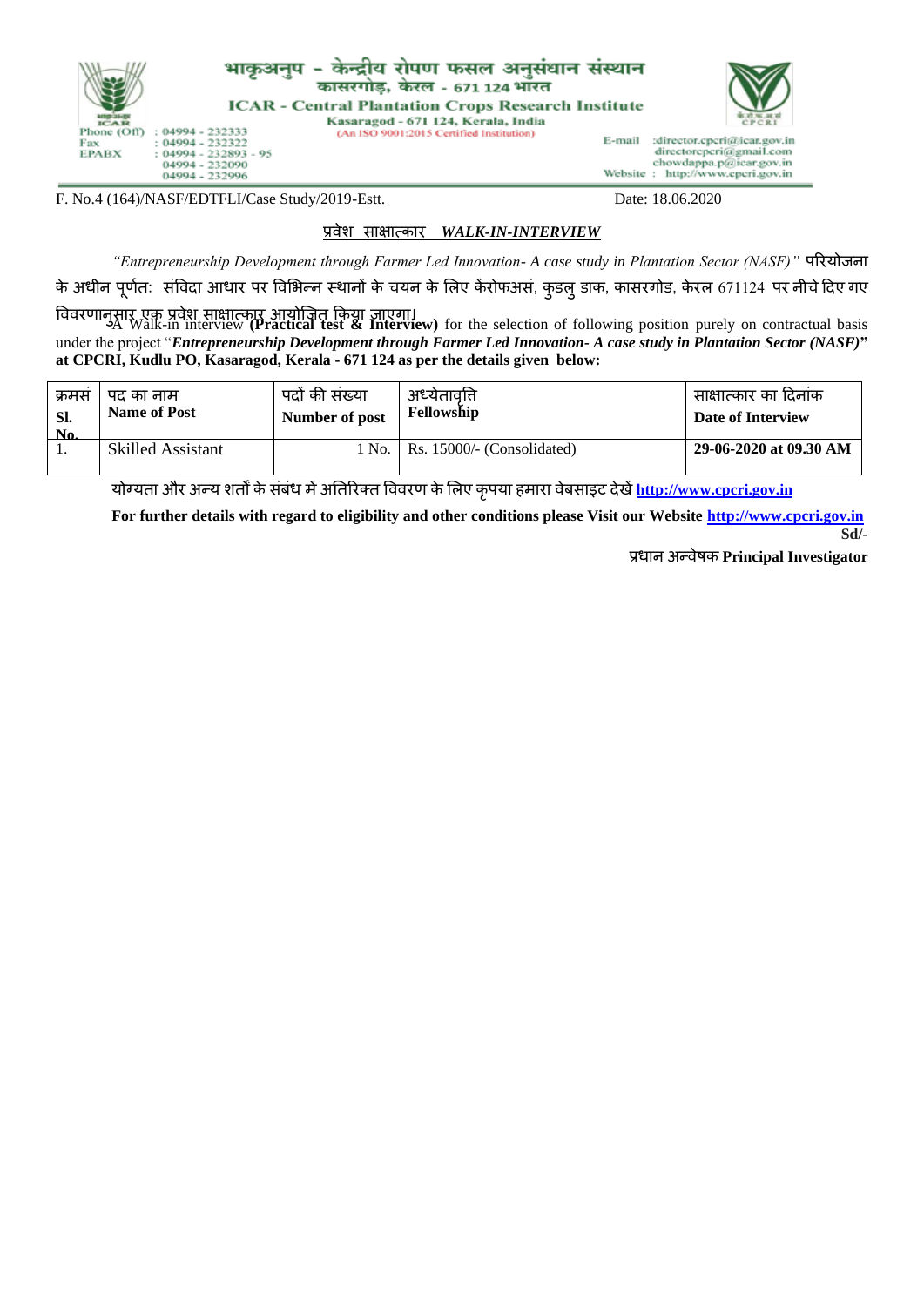भाकृअनुप – केन्द्रीय रोपण फसल अनुसंधान संस्थान
कासरगोड़, केरल - 671 124 भारत

ICAR - Central Plantation Crops Research Institute
Kasaragod - 671 124, Kerala, India
(An ISO 9001:2015 Certified Institution)

Phone (Off) : 04994 - 232333
Fax : 04994 - 232322
EPABX : 04994 - 232893 - 95
04994 - 232090
04994 - 232996

E-mail :director.cpcri@icar.gov.in
directorcpcri@gmail.com
chowdappa.p@icar.gov.in
Website : http://www.cpcri.gov.in

F. No.4 (164)/NASF/EDTFLI/Case Study/2019-Estt. Date: 18.06.2020

## प्रवेश साक्षात्कार *WALK-IN-INTERVIEW*

*"Entrepreneurship Development through Farmer Led Innovation- A case study in Plantation Sector (NASF)"* परियोजना के अधीन पूर्णत: संविदा आधार पर विभिन्न स्थानों के चयन के लिए केंरोफअसं, कुडलु डाक, कासरगोड, केरल 671124 पर नीचे दिए गए विवरणानुसार एक प्रवेश साक्षात्कार आयोजित किया जाएगा।

A Walk-in interview **(Practical test & Interview)** for the selection of following position purely on contractual basis under the project "***Entrepreneurship Development through Farmer Led Innovation- A case study in Plantation Sector (NASF)*" at CPCRI, Kudlu PO, Kasaragod, Kerala - 671 124 as per the details given below:**

| क्रमसं **Sl. No.** | पद का नाम **Name of Post** | पदों की संख्या **Number of post** | अध्येतावृत्ति **Fellowship** | साक्षात्कार का दिनांक **Date of Interview** |
|---|---|---|---|---|
| 1. | Skilled Assistant | 1 No. | Rs. 15000/- (Consolidated) | **29-06-2020 at 09.30 AM** |

योग्यता और अन्य शर्तों के संबंध में अतिरिक्त विवरण के लिए कृपया हमारा वेबसाइट देखें **http://www.cpcri.gov.in**

**For further details with regard to eligibility and other conditions please Visit our Website http://www.cpcri.gov.in**

**Sd/-**

प्रधान अन्वेषक **Principal Investigator**